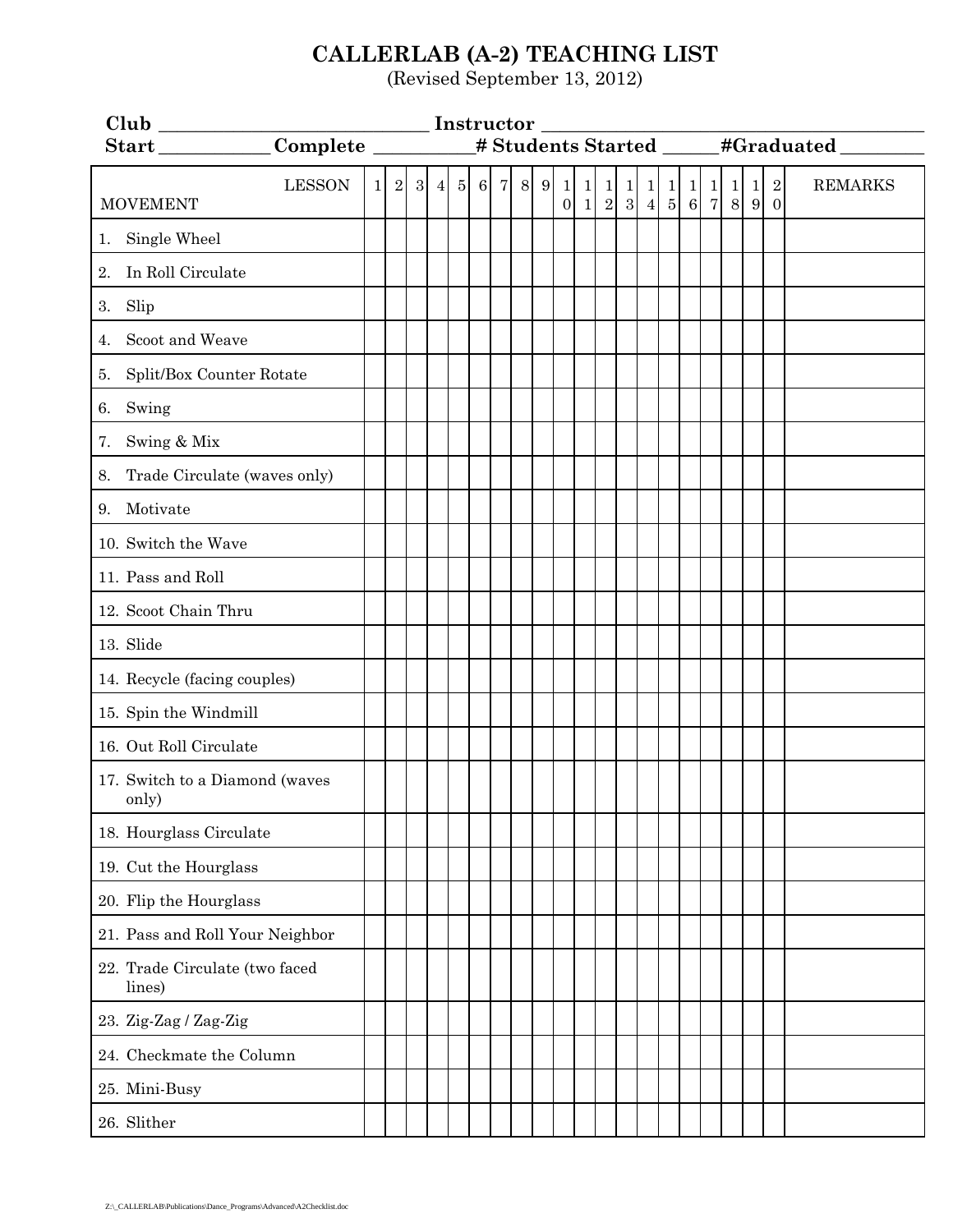# CALLERLAB (A-2) TEACHING LIST

(Revised September 13, 2012)

**Club** ____________________________ **Instructor** ______________________________________

**Start** ___________ **Complete** __________ **# Students Started** _____ **#Graduated** ________

| MOVEMENT / LESSON | 1 | 2 | 3 | 4 | 5 | 6 | 7 | 8 | 9 | 10 | 11 | 12 | 13 | 14 | 15 | 16 | 17 | 18 | 19 | 20 | REMARKS |
|---|---|---|---|---|---|---|---|---|---|---|---|---|---|---|---|---|---|---|---|---|---|
| 1. Single Wheel | | | | | | | | | | | | | | | | | | | | | |
| 2. In Roll Circulate | | | | | | | | | | | | | | | | | | | | | |
| 3. Slip | | | | | | | | | | | | | | | | | | | | | |
| 4. Scoot and Weave | | | | | | | | | | | | | | | | | | | | | |
| 5. Split/Box Counter Rotate | | | | | | | | | | | | | | | | | | | | | |
| 6. Swing | | | | | | | | | | | | | | | | | | | | | |
| 7. Swing & Mix | | | | | | | | | | | | | | | | | | | | | |
| 8. Trade Circulate (waves only) | | | | | | | | | | | | | | | | | | | | | |
| 9. Motivate | | | | | | | | | | | | | | | | | | | | | |
| 10. Switch the Wave | | | | | | | | | | | | | | | | | | | | | |
| 11. Pass and Roll | | | | | | | | | | | | | | | | | | | | | |
| 12. Scoot Chain Thru | | | | | | | | | | | | | | | | | | | | | |
| 13. Slide | | | | | | | | | | | | | | | | | | | | | |
| 14. Recycle (facing couples) | | | | | | | | | | | | | | | | | | | | | |
| 15. Spin the Windmill | | | | | | | | | | | | | | | | | | | | | |
| 16. Out Roll Circulate | | | | | | | | | | | | | | | | | | | | | |
| 17. Switch to a Diamond (waves only) | | | | | | | | | | | | | | | | | | | | | |
| 18. Hourglass Circulate | | | | | | | | | | | | | | | | | | | | | |
| 19. Cut the Hourglass | | | | | | | | | | | | | | | | | | | | | |
| 20. Flip the Hourglass | | | | | | | | | | | | | | | | | | | | | |
| 21. Pass and Roll Your Neighbor | | | | | | | | | | | | | | | | | | | | | |
| 22. Trade Circulate (two faced lines) | | | | | | | | | | | | | | | | | | | | | |
| 23. Zig-Zag / Zag-Zig | | | | | | | | | | | | | | | | | | | | | |
| 24. Checkmate the Column | | | | | | | | | | | | | | | | | | | | | |
| 25. Mini-Busy | | | | | | | | | | | | | | | | | | | | | |
| 26. Slither | | | | | | | | | | | | | | | | | | | | | |

Z:\_CALLERLAB\Publications\Dance_Programs\Advanced\A2Checklist.doc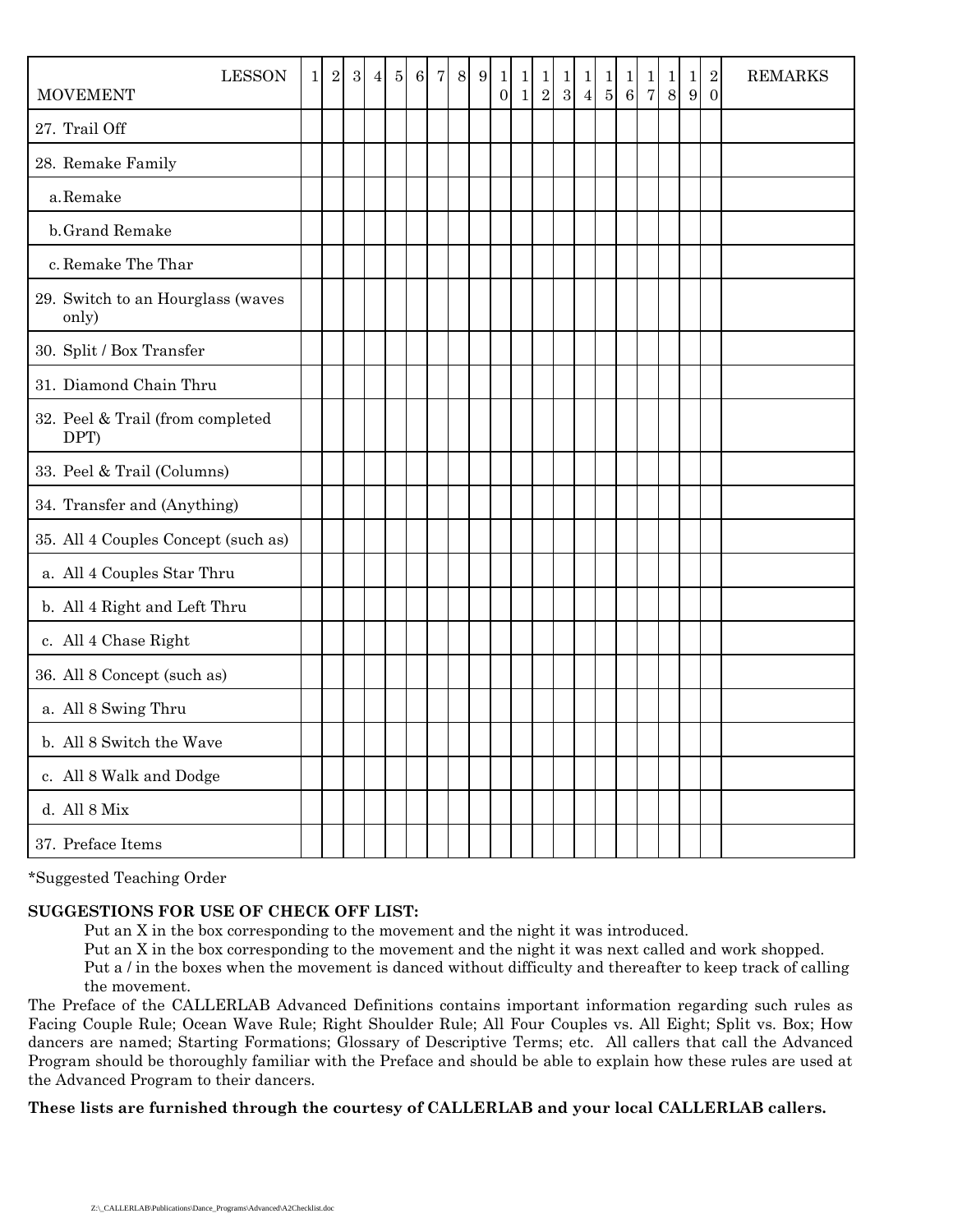| LESSON<br>MOVEMENT | 1 | 2 | 3 | 4 | 5 | 6 | 7 | 8 | 9 | 10 | 11 | 12 | 13 | 14 | 15 | 16 | 17 | 18 | 19 | 20 | REMARKS |
|---|---|---|---|---|---|---|---|---|---|---|---|---|---|---|---|---|---|---|---|---|---|
| 27. Trail Off | | | | | | | | | | | | | | | | | | | | | |
| 28. Remake Family | | | | | | | | | | | | | | | | | | | | | |
| a. Remake | | | | | | | | | | | | | | | | | | | | | |
| b. Grand Remake | | | | | | | | | | | | | | | | | | | | | |
| c. Remake The Thar | | | | | | | | | | | | | | | | | | | | | |
| 29. Switch to an Hourglass (waves only) | | | | | | | | | | | | | | | | | | | | | |
| 30. Split / Box Transfer | | | | | | | | | | | | | | | | | | | | | |
| 31. Diamond Chain Thru | | | | | | | | | | | | | | | | | | | | | |
| 32. Peel & Trail (from completed DPT) | | | | | | | | | | | | | | | | | | | | | |
| 33. Peel & Trail (Columns) | | | | | | | | | | | | | | | | | | | | | |
| 34. Transfer and (Anything) | | | | | | | | | | | | | | | | | | | | | |
| 35. All 4 Couples Concept (such as) | | | | | | | | | | | | | | | | | | | | | |
| a. All 4 Couples Star Thru | | | | | | | | | | | | | | | | | | | | | |
| b. All 4 Right and Left Thru | | | | | | | | | | | | | | | | | | | | | |
| c. All 4 Chase Right | | | | | | | | | | | | | | | | | | | | | |
| 36. All 8 Concept (such as) | | | | | | | | | | | | | | | | | | | | | |
| a. All 8 Swing Thru | | | | | | | | | | | | | | | | | | | | | |
| b. All 8 Switch the Wave | | | | | | | | | | | | | | | | | | | | | |
| c. All 8 Walk and Dodge | | | | | | | | | | | | | | | | | | | | | |
| d. All 8 Mix | | | | | | | | | | | | | | | | | | | | | |
| 37. Preface Items | | | | | | | | | | | | | | | | | | | | | |

*Suggested Teaching Order

**SUGGESTIONS FOR USE OF CHECK OFF LIST:**

Put an X in the box corresponding to the movement and the night it was introduced.
Put an X in the box corresponding to the movement and the night it was next called and work shopped.
Put a / in the boxes when the movement is danced without difficulty and thereafter to keep track of calling the movement.

The Preface of the CALLERLAB Advanced Definitions contains important information regarding such rules as Facing Couple Rule; Ocean Wave Rule; Right Shoulder Rule; All Four Couples vs. All Eight; Split vs. Box; How dancers are named; Starting Formations; Glossary of Descriptive Terms; etc. All callers that call the Advanced Program should be thoroughly familiar with the Preface and should be able to explain how these rules are used at the Advanced Program to their dancers.

**These lists are furnished through the courtesy of CALLERLAB and your local CALLERLAB callers.**

Z:\_CALLERLAB\Publications\Dance_Programs\Advanced\A2Checklist.doc